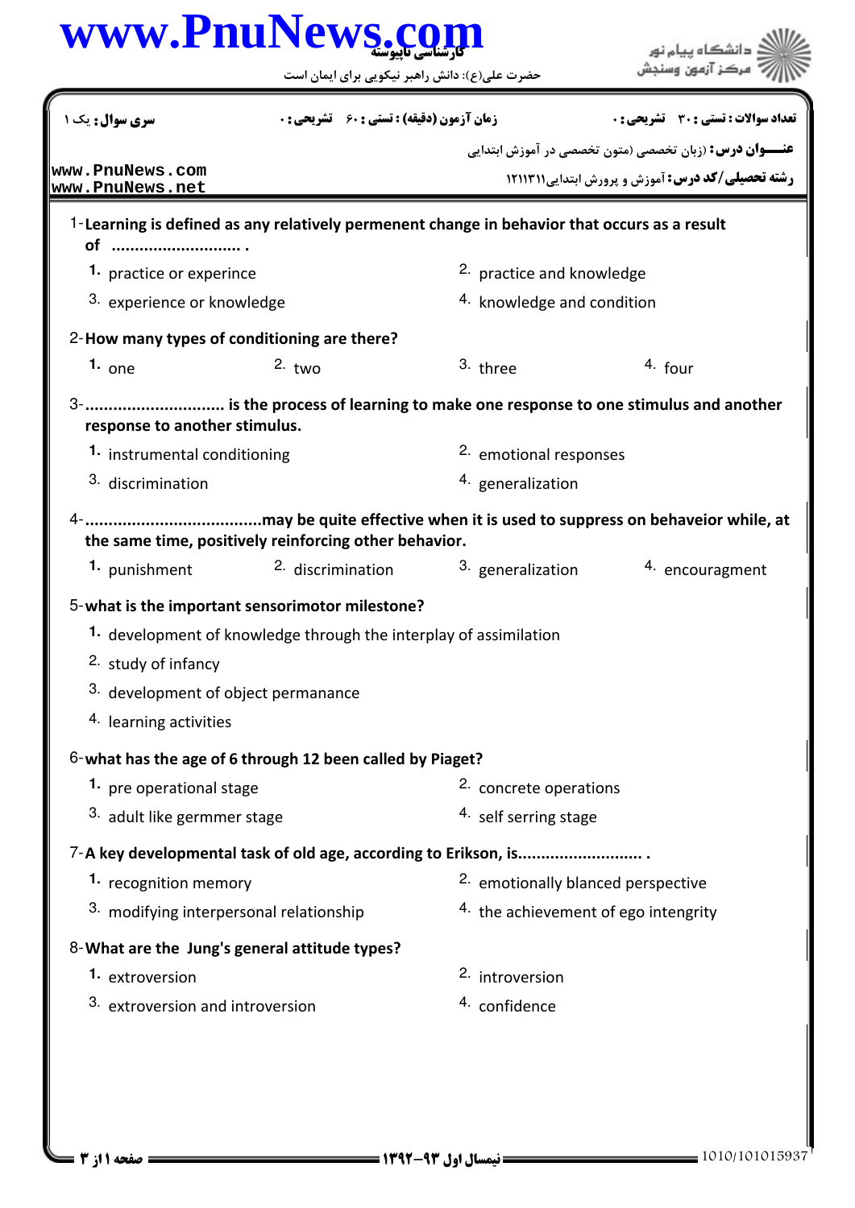**کارشناسی ناپیوسته**

حضرت علی(ع): دانش راهبر نیکویی برای ایمان است

دانشگاه پیام نور
مرکز آزمون وسنجش

| سری سوال: یک ۱ | زمان آزمون (دقیقه) : تستی : ۶۰ تشریحی : ۰ | تعداد سوالات : تستی : ۳۰ تشریحی : ۰ |
|---|---|---|

**عنـــوان درس:** (زبان تخصصی (متون تخصصی در آموزش ابتدایی

**رشته تحصیلی/کد درس:** آموزش و پرورش ابتدایی۱۲۱۱۳۱۱

1-**Learning is defined as any relatively permenent change in behavior that occurs as a result of ........................... .**

1. practice or experince
2. practice and knowledge
3. experience or knowledge
4. knowledge and condition

2-**How many types of conditioning are there?**

1. one
2. two
3. three
4. four

3-**............................ is the process of learning to make one response to one stimulus and another response to another stimulus.**

1. instrumental conditioning
2. emotional responses
3. discrimination
4. generalization

4-**....................................may be quite effective when it is used to suppress on behaveior while, at the same time, positively reinforcing other behavior.**

1. punishment
2. discrimination
3. generalization
4. encouragment

5-**what is the important sensorimotor milestone?**

1. development of knowledge through the interplay of assimilation
2. study of infancy
3. development of object permanance
4. learning activities

6-**what has the age of 6 through 12 been called by Piaget?**

1. pre operational stage
2. concrete operations
3. adult like germmer stage
4. self serring stage

7-**A key developmental task of old age, according to Erikson, is.......................... .**

1. recognition memory
2. emotionally blanced perspective
3. modifying interpersonal relationship
4. the achievement of ego intengrity

8-**What are the Jung's general attitude types?**

1. extroversion
2. introversion
3. extroversion and introversion
4. confidence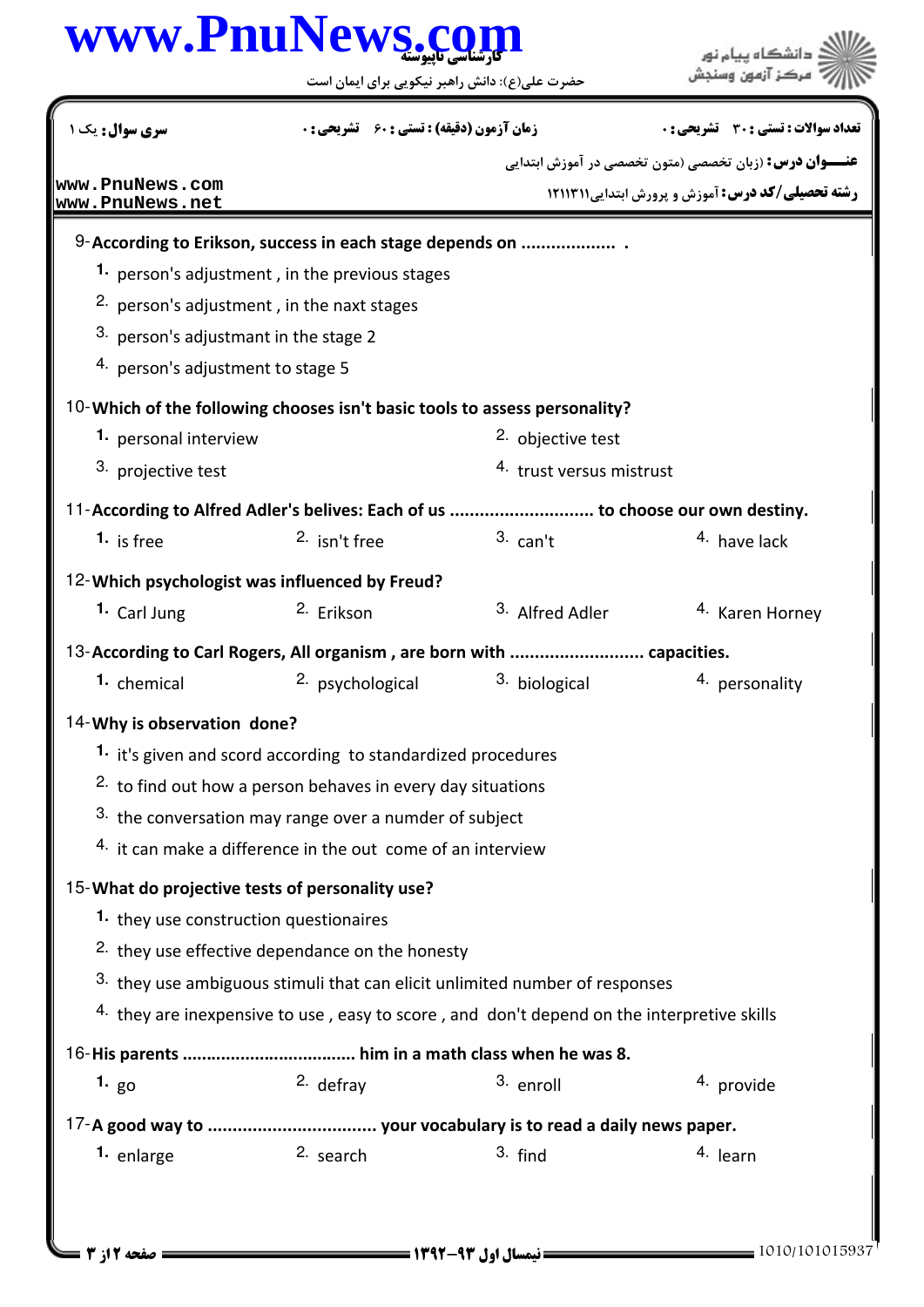9-**According to Erikson, success in each stage depends on .................. .**

1. person's adjustment , in the previous stages
2. person's adjustment , in the naxt stages
3. person's adjustmant in the stage 2
4. person's adjustment to stage 5

10-**Which of the following chooses isn't basic tools to assess personality?**

1. personal interview
2. objective test
3. projective test
4. trust versus mistrust

11-**According to Alfred Adler's belives: Each of us ............................ to choose our own destiny.**

1. is free
2. isn't free
3. can't
4. have lack

12-**Which psychologist was influenced by Freud?**

1. Carl Jung
2. Erikson
3. Alfred Adler
4. Karen Horney

13-**According to Carl Rogers, All organism , are born with .......................... capacities.**

1. chemical
2. psychological
3. biological
4. personality

14-**Why is observation done?**

1. it's given and scord according to standardized procedures
2. to find out how a person behaves in every day situations
3. the conversation may range over a numder of subject
4. it can make a difference in the out come of an interview

15-**What do projective tests of personality use?**

1. they use construction questionaires
2. they use effective dependance on the honesty
3. they use ambiguous stimuli that can elicit unlimited number of responses
4. they are inexpensive to use , easy to score , and don't depend on the interpretive skills

16-**His parents .................................. him in a math class when he was 8.**

1. go
2. defray
3. enroll
4. provide

17-**A good way to ................................ your vocabulary is to read a daily news paper.**

1. enlarge
2. search
3. find
4. learn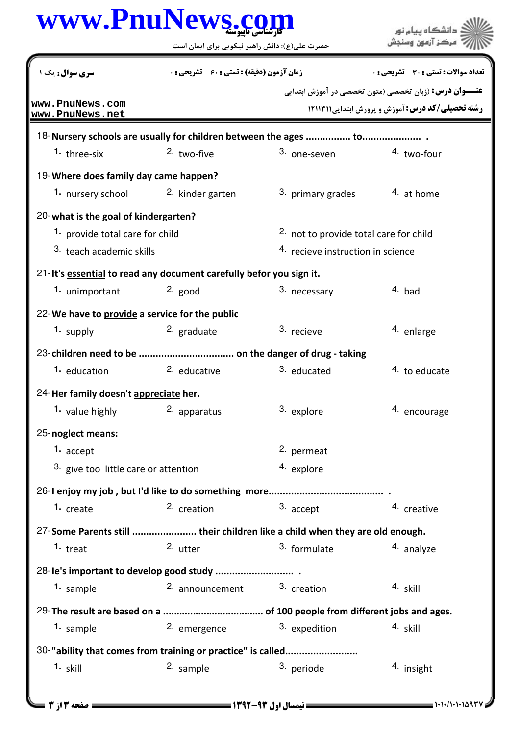18-**Nursery schools are usually for children between the ages ................ to..................... .**

1. three-six
2. two-five
3. one-seven
4. two-four

19-**Where does family day came happen?**

1. nursery school
2. kinder garten
3. primary grades
4. at home

20-**what is the goal of kindergarten?**

1. provide total care for child
2. not to provide total care for child
3. teach academic skills
4. recieve instruction in science

21-**It's <u>essential</u> to read any document carefully befor you sign it.**

1. unimportant
2. good
3. necessary
4. bad

22-**We have to <u>provide</u> a service for the public**

1. supply
2. graduate
3. recieve
4. enlarge

23-**children need to be ................................. on the danger of drug - taking**

1. education
2. educative
3. educated
4. to educate

24-**Her family doesn't <u>appreciate</u> her.**

1. value highly
2. apparatus
3. explore
4. encourage

25-**noglect means:**

1. accept
2. permeat
3. give too little care or attention
4. explore

26-**I enjoy my job , but I'd like to do something more........................................ .**

1. create
2. creation
3. accept
4. creative

27-**Some Parents still ....................... their children like a child when they are old enough.**

1. treat
2. utter
3. formulate
4. analyze

28-**Ie's important to develop good study ........................... .**

1. sample
2. announcement
3. creation
4. skill

29-**The result are based on a .................................... of 100 people from different jobs and ages.**

1. sample
2. emergence
3. expedition
4. skill

30-**"ability that comes from training or practice" is called.........................**

1. skill
2. sample
3. periode
4. insight